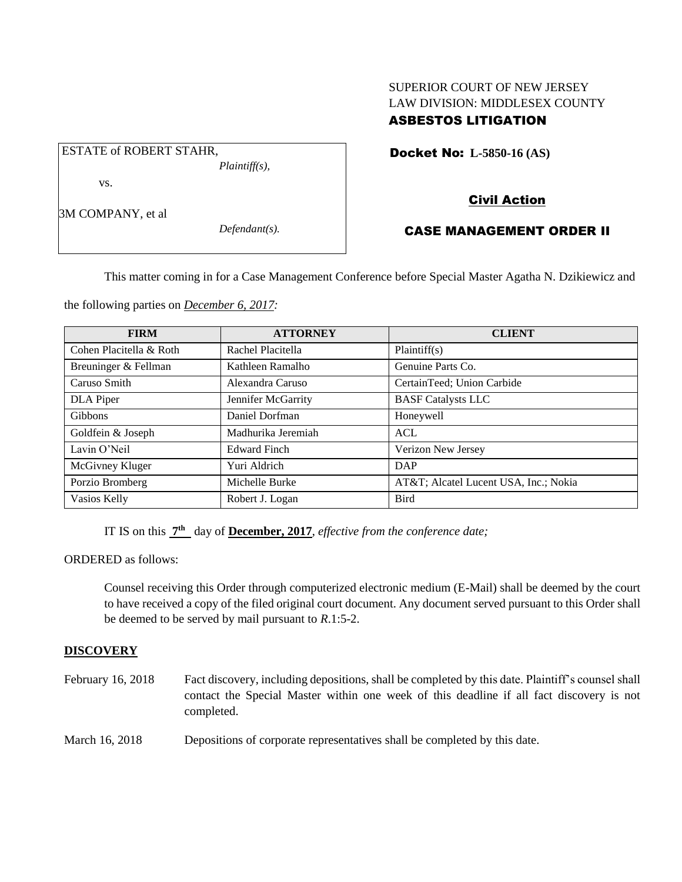SUPERIOR COURT OF NEW JERSEY
LAW DIVISION: MIDDLESEX COUNTY
**ASBESTOS LITIGATION**

ESTATE of ROBERT STAHR,
*Plaintiff(s),*

vs.

3M COMPANY, et al
*Defendant(s).*

**Docket No: L-5850-16 (AS)**

**Civil Action**

**CASE MANAGEMENT ORDER II**

This matter coming in for a Case Management Conference before Special Master Agatha N. Dzikiewicz and the following parties on *December 6, 2017:*

| FIRM | ATTORNEY | CLIENT |
|---|---|---|
| Cohen Placitella & Roth | Rachel Placitella | Plaintiff(s) |
| Breuninger & Fellman | Kathleen Ramalho | Genuine Parts Co. |
| Caruso Smith | Alexandra Caruso | CertainTeed; Union Carbide |
| DLA Piper | Jennifer McGarrity | BASF Catalysts LLC |
| Gibbons | Daniel Dorfman | Honeywell |
| Goldfein & Joseph | Madhurika Jeremiah | ACL |
| Lavin O'Neil | Edward Finch | Verizon New Jersey |
| McGivney Kluger | Yuri Aldrich | DAP |
| Porzio Bromberg | Michelle Burke | AT&T; Alcatel Lucent USA, Inc.; Nokia |
| Vasios Kelly | Robert J. Logan | Bird |

IT IS on this **7th** day of **December, 2017**, *effective from the conference date;*

ORDERED as follows:

Counsel receiving this Order through computerized electronic medium (E-Mail) shall be deemed by the court to have received a copy of the filed original court document. Any document served pursuant to this Order shall be deemed to be served by mail pursuant to *R*.1:5-2.

**DISCOVERY**

February 16, 2018 — Fact discovery, including depositions, shall be completed by this date. Plaintiff's counsel shall contact the Special Master within one week of this deadline if all fact discovery is not completed.

March 16, 2018 — Depositions of corporate representatives shall be completed by this date.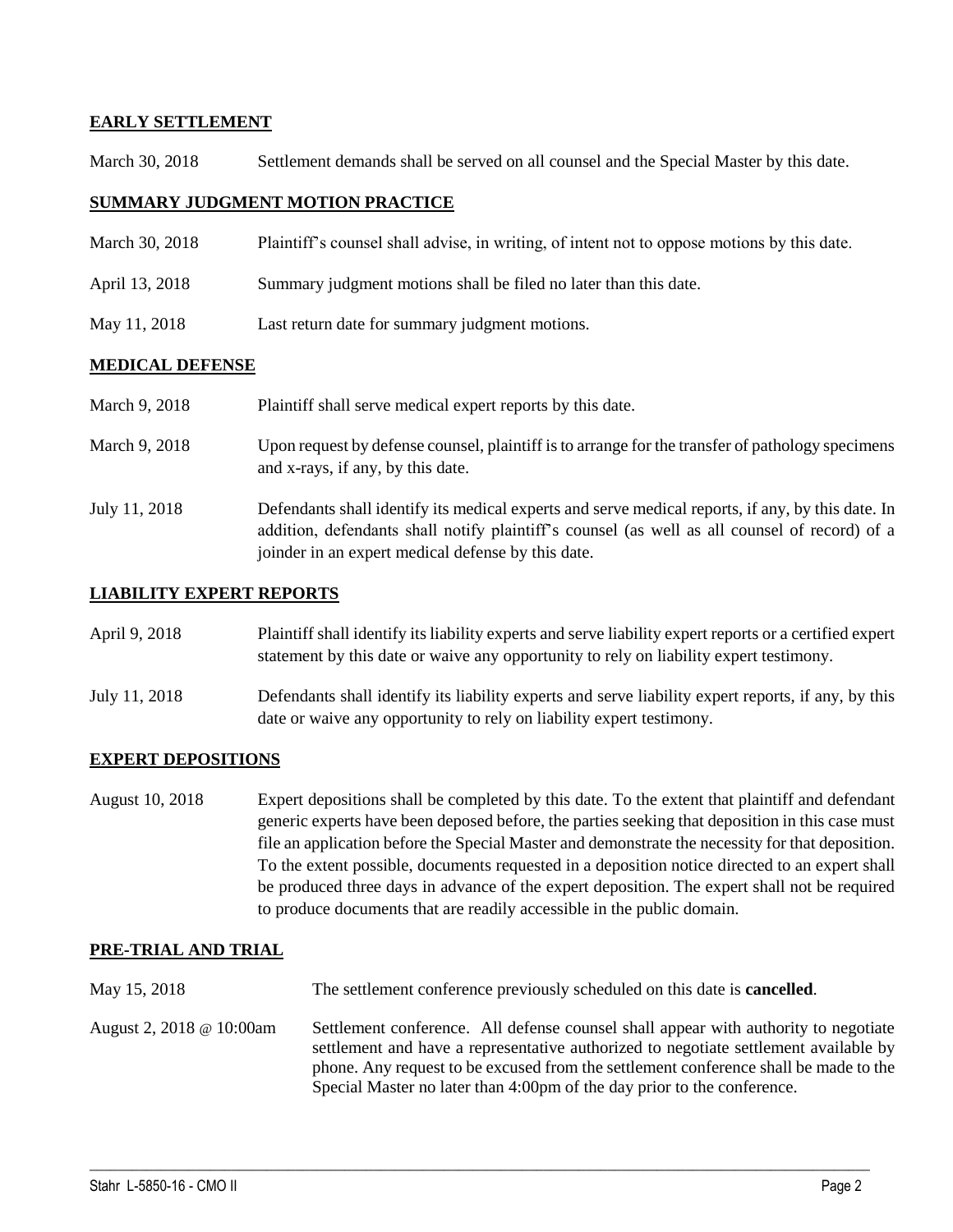## EARLY SETTLEMENT

March 30, 2018 Settlement demands shall be served on all counsel and the Special Master by this date.

## SUMMARY JUDGMENT MOTION PRACTICE

March 30, 2018 Plaintiff's counsel shall advise, in writing, of intent not to oppose motions by this date.

April 13, 2018 Summary judgment motions shall be filed no later than this date.

May 11, 2018 Last return date for summary judgment motions.

## MEDICAL DEFENSE

March 9, 2018 Plaintiff shall serve medical expert reports by this date.

March 9, 2018 Upon request by defense counsel, plaintiff is to arrange for the transfer of pathology specimens and x-rays, if any, by this date.

July 11, 2018 Defendants shall identify its medical experts and serve medical reports, if any, by this date. In addition, defendants shall notify plaintiff's counsel (as well as all counsel of record) of a joinder in an expert medical defense by this date.

## LIABILITY EXPERT REPORTS

April 9, 2018 Plaintiff shall identify its liability experts and serve liability expert reports or a certified expert statement by this date or waive any opportunity to rely on liability expert testimony.

July 11, 2018 Defendants shall identify its liability experts and serve liability expert reports, if any, by this date or waive any opportunity to rely on liability expert testimony.

## EXPERT DEPOSITIONS

August 10, 2018 Expert depositions shall be completed by this date. To the extent that plaintiff and defendant generic experts have been deposed before, the parties seeking that deposition in this case must file an application before the Special Master and demonstrate the necessity for that deposition. To the extent possible, documents requested in a deposition notice directed to an expert shall be produced three days in advance of the expert deposition. The expert shall not be required to produce documents that are readily accessible in the public domain.

## PRE-TRIAL AND TRIAL

May 15, 2018 The settlement conference previously scheduled on this date is **cancelled**.

August 2, 2018 @ 10:00am Settlement conference. All defense counsel shall appear with authority to negotiate settlement and have a representative authorized to negotiate settlement available by phone. Any request to be excused from the settlement conference shall be made to the Special Master no later than 4:00pm of the day prior to the conference.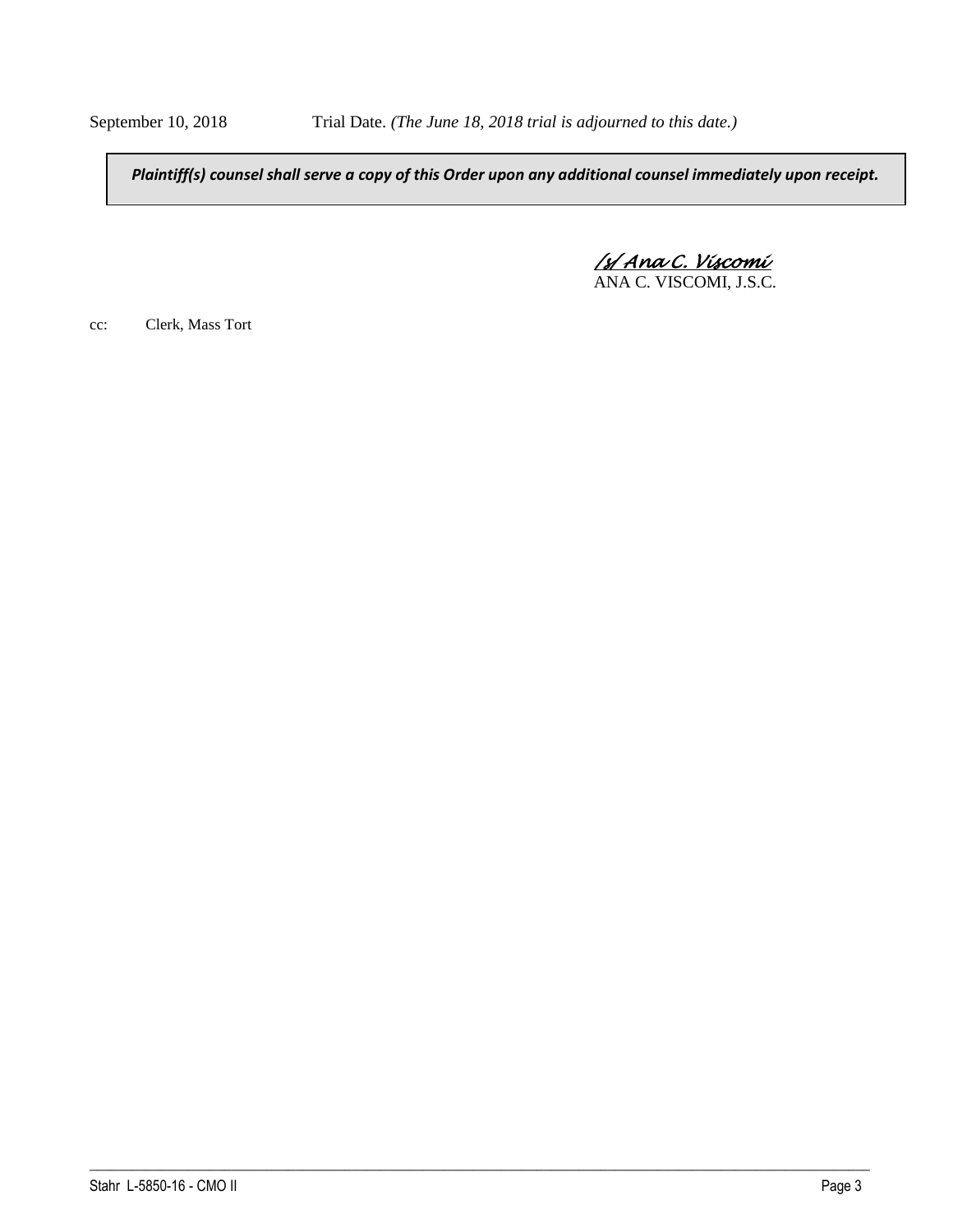September 10, 2018 Trial Date. *(The June 18, 2018 trial is adjourned to this date.)*

***Plaintiff(s) counsel shall serve a copy of this Order upon any additional counsel immediately upon receipt.***

*/s/ Ana C. Viscomi*
ANA C. VISCOMI, J.S.C.

cc: Clerk, Mass Tort